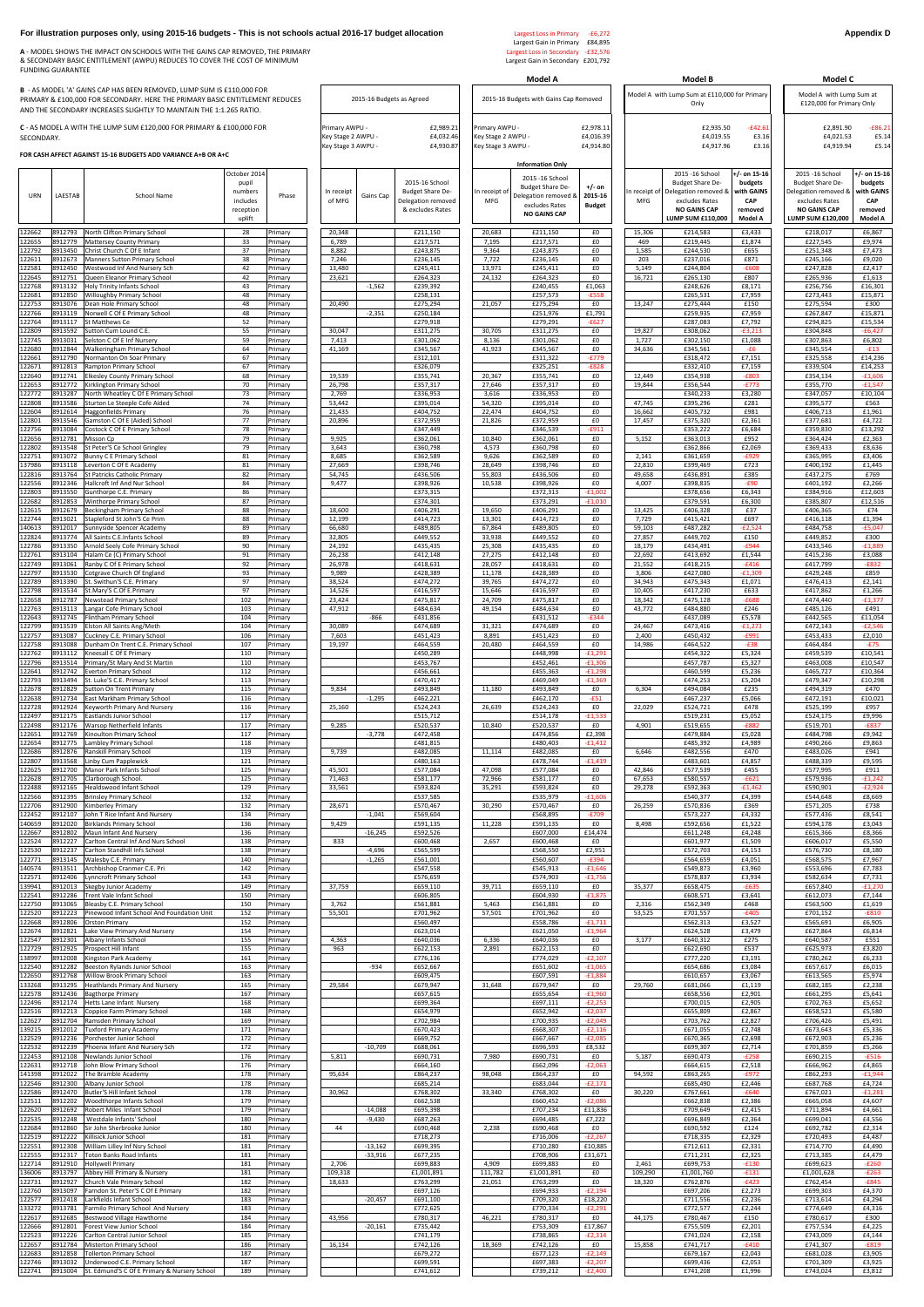**For illustration purposes only, using 2015-16 budgets - This is not schools actual 2016-17 budget allocation**

**Appendix D**

| | |
|---|---|
| Largest Loss in Primary | -£6,272 |
| Largest Gain in Primary | £84,895 |
| Largest Loss in Secondary | -£32,576 |
| Largest Gain in Secondary | £201,792 |

**A** - MODEL SHOWS THE IMPACT ON SCHOOLS WITH THE GAINS CAP REMOVED, THE PRIMARY & SECONDARY BASIC ENTITLEMENT (AWPU) REDUCES TO COVER THE COST OF MINIMUM FUNDING GUARANTEE

**B** - AS MODEL 'A' GAINS CAP HAS BEEN REMOVED, LUMP SUM IS £110,000 FOR PRIMARY & £100,000 FOR SECONDARY. HERE THE PRIMARY BASIC ENTITLEMENT REDUCES AND THE SECONDARY INCREASES SLIGHTLY TO MAINTAIN THE 1:1.265 RATIO.

**C** - AS MODEL A WITH THE LUMP SUM £120,000 FOR PRIMARY & £100,000 FOR SECONDARY.

**FOR CASH EFFECT AGAINST 15-16 BUDGETS ADD VARIANCE A+B OR A+C**

| | 2015-16 Budgets as Agreed | Model A: 2015-16 Budgets with Gains Cap Removed | Model B: Model A with Lump Sum at £110,000 for Primary Only | | Model C: Model A with Lump Sum at £120,000 for Primary Only | |
|---|---|---|---|---|---|---|
| Primary AWPU - | £2,989.21 | £2,978.11 | £2,935.50 | -£42.61 | £2,891.90 | -£86.21 |
| Key Stage 2 AWPU - | £4,032.46 | £4,016.39 | £4,019.55 | £3.16 | £4,021.53 | £5.14 |
| Key Stage 3 AWPU - | £4,930.87 | £4,914.80 | £4,917.96 | £3.16 | £4,919.94 | £5.14 |

Information Only

| URN | LAESTAB | School Name | October 2014 pupil numbers includes reception uplift | Phase | In receipt of MFG | Gains Cap | 2015-16 School Budget Share De-Delegation removed & excludes Rates | In receipt of MFG | 2015-16 School Budget Share De-Delegation removed & excludes Rates NO GAINS CAP | +/- on 2015-16 Budget | In receipt of MFG | 2015-16 School Budget Share De-Delegation removed & excludes Rates NO GAINS CAP LUMP SUM £110,000 | +/- on 15-16 budgets with GAINS CAP removed Model A | 2015-16 School Budget Share De-Delegation removed & excludes Rates NO GAINS CAP LUMP SUM £120,000 | +/- on 15-16 budgets with GAINS CAP removed Model A |
|---|---|---|---|---|---|---|---|---|---|---|---|---|---|---|---|
| 122662 | 8912793 | North Clifton Primary School | 28 | Primary | 20,348 | | £211,150 | 20,683 | £211,150 | £0 | 15,306 | £214,583 | £3,433 | £218,017 | £6,867 |
| 122655 | 8912779 | Mattersey County Primary | 33 | Primary | 6,789 | | £217,571 | 7,195 | £217,571 | £0 | 469 | £219,445 | £1,874 | £227,545 | £9,974 |
| 122792 | 8913450 | Christ Church C Of E Infant | 37 | Primary | 8,882 | | £243,875 | 9,364 | £243,875 | £0 | 1,585 | £244,530 | £655 | £251,348 | £7,473 |
| 122611 | 8912673 | Manners Sutton Primary School | 38 | Primary | 7,246 | | £236,145 | 7,722 | £236,145 | £0 | 203 | £237,016 | £871 | £245,166 | £9,020 |
| 122581 | 8912450 | Westwood Inf And Nursery Sch | 42 | Primary | 13,480 | | £245,411 | 13,971 | £245,411 | £0 | 5,149 | £244,804 | -£608 | £247,828 | £2,417 |
| 122645 | 8912751 | Queen Eleanor Primary School | 42 | Primary | 23,621 | | £264,323 | 24,132 | £264,323 | £0 | 16,721 | £265,130 | £807 | £265,936 | £1,613 |
| 122768 | 8913132 | Holy Trinity Infants School | 43 | Primary | | -1,562 | £239,392 | | £240,455 | £1,063 | | £248,626 | £8,171 | £256,756 | £16,301 |
| 122681 | 8912850 | Willoughby Primary School | 48 | Primary | | | £258,131 | | £257,573 | -£558 | | £265,531 | £7,959 | £273,443 | £15,871 |
| 122753 | 8913076 | Dean Hole Primary School | 48 | Primary | 20,490 | | £275,294 | 21,057 | £275,294 | £0 | 13,247 | £275,444 | £150 | £275,594 | £300 |
| 122766 | 8913119 | Norwell C Of E Primary School | 48 | Primary | | -2,351 | £250,184 | | £251,976 | £1,791 | | £259,935 | £7,959 | £267,847 | £15,871 |
| 122764 | 8913117 | St Matthews Ce | 52 | Primary | | | £279,918 | | £279,291 | -£627 | | £287,083 | £7,792 | £294,825 | £15,534 |
| 122809 | 8913592 | Sutton Cum Lound C.E. | 55 | Primary | 30,047 | | £311,275 | 30,705 | £311,275 | £0 | 19,827 | £308,062 | -£3,213 | £304,848 | -£6,427 |
| 122745 | 8913031 | Selston C Of E Inf Nursery | 59 | Primary | 7,413 | | £301,062 | 8,136 | £301,062 | £0 | 1,727 | £302,150 | £1,088 | £307,863 | £6,802 |
| 122680 | 8912844 | Walkeringham Primary School | 64 | Primary | 41,169 | | £345,567 | 41,923 | £345,567 | £0 | 34,636 | £345,561 | -£6 | £345,554 | -£13 |
| 122661 | 8912790 | Normanton On Soar Primary | 67 | Primary | | | £312,101 | | £311,322 | -£779 | | £318,472 | £7,151 | £325,558 | £14,236 |
| 122671 | 8912813 | Rampton Primary School | 67 | Primary | | | £326,079 | | £325,251 | -£828 | | £332,410 | £7,159 | £339,504 | £14,253 |
| 122640 | 8912741 | Elkesley County Primary School | 68 | Primary | 19,539 | | £355,741 | 20,367 | £355,741 | £0 | 12,449 | £354,938 | -£803 | £354,134 | -£1,606 |
| 122653 | 8912772 | Kirklington Primary School | 70 | Primary | 26,798 | | £357,317 | 27,646 | £357,317 | £0 | 19,844 | £356,544 | -£773 | £355,770 | -£1,547 |
| 122772 | 8913287 | North Wheatley C Of E Primary School | 73 | Primary | 2,769 | | £336,953 | 3,616 | £336,953 | £0 | | £340,233 | £3,280 | £347,057 | £10,104 |
| 122808 | 8913586 | Sturton Le Steeple Cofe Aided | 74 | Primary | 53,442 | | £395,014 | 54,320 | £395,014 | £0 | 47,745 | £395,296 | £281 | £395,577 | £563 |
| 122604 | 8912614 | Haggonfields Primary | 76 | Primary | 21,435 | | £404,752 | 22,474 | £404,752 | £0 | 16,662 | £405,732 | £981 | £406,713 | £1,961 |
| 122801 | 8913546 | Gamston C Of E (Aided) School | 77 | Primary | 20,896 | | £372,959 | 21,826 | £372,959 | £0 | 17,457 | £375,320 | £2,361 | £377,681 | £4,722 |
| 122756 | 8913084 | Costock C Of E Primary School | 78 | Primary | | | £347,449 | | £346,539 | -£911 | | £353,222 | £6,684 | £359,830 | £13,292 |
| 122656 | 8912781 | Misson Cp | 79 | Primary | 9,925 | | £362,061 | 10,840 | £362,061 | £0 | 5,152 | £363,013 | £952 | £364,424 | £2,363 |
| 122802 | 8913548 | St Peter'S Ce School Gringley | 79 | Primary | 3,643 | | £360,798 | 4,573 | £360,798 | £0 | | £362,866 | £2,069 | £369,433 | £8,636 |
| 122751 | 8913072 | Bunny C E Primary School | 81 | Primary | 8,685 | | £362,589 | 9,626 | £362,589 | £0 | 2,141 | £361,659 | -£929 | £365,995 | £3,406 |
| 137986 | 8913118 | Leverton C Of E Academy | 81 | Primary | 27,669 | | £398,746 | 28,649 | £398,746 | £0 | 22,810 | £399,469 | £723 | £400,192 | £1,445 |
| 122816 | 8913764 | St Patricks Catholic Primary | 82 | Primary | 54,745 | | £436,506 | 55,803 | £436,506 | £0 | 49,658 | £436,891 | £385 | £437,275 | £769 |
| 122556 | 8912346 | Hallcroft Inf And Nur School | 84 | Primary | 9,477 | | £398,926 | 10,538 | £398,926 | £0 | 4,007 | £398,835 | -£90 | £401,192 | £2,266 |
| 122803 | 8913550 | Gunthorpe C.E. Primary | 86 | Primary | | | £373,315 | | £372,313 | -£1,002 | | £378,656 | £6,343 | £384,916 | £12,603 |
| 122682 | 8912853 | Winthorpe Primary School | 87 | Primary | | | £374,301 | | £373,291 | -£1,010 | | £379,591 | £6,300 | £385,807 | £12,516 |
| 122615 | 8912679 | Beckingham Primary School | 88 | Primary | 18,600 | | £406,291 | 19,650 | £406,291 | £0 | 13,425 | £406,328 | £37 | £406,365 | £74 |
| 122744 | 8913021 | Stapleford St John'S Ce Prim | 88 | Primary | 12,199 | | £414,723 | 13,301 | £414,723 | £0 | 7,729 | £415,421 | £697 | £416,118 | £1,394 |
| 140613 | 8912017 | Sunnyside Spencer Academy | 89 | Primary | 66,680 | | £489,805 | 67,864 | £489,805 | £0 | 59,103 | £487,282 | -£2,524 | £484,758 | -£5,047 |
| 122824 | 8913774 | All Saints C.E.Infants School | 89 | Primary | 32,805 | | £449,552 | 33,938 | £449,552 | £0 | 27,857 | £449,702 | £150 | £449,852 | £300 |
| 122786 | 8913350 | Arnold Seely Cofe Primary School | 90 | Primary | 24,192 | | £435,435 | 25,308 | £435,435 | £0 | 18,179 | £434,491 | -£944 | £433,546 | -£1,889 |
| 122761 | 8913104 | Halam Ce (C) Primary School | 91 | Primary | 26,238 | | £412,148 | 27,275 | £412,148 | £0 | 22,692 | £413,692 | £1,544 | £415,236 | £3,088 |
| 122749 | 8913061 | Ranby C Of E Primary School | 92 | Primary | 26,978 | | £418,631 | 28,057 | £418,631 | £0 | 21,552 | £418,215 | -£416 | £417,799 | -£832 |
| 122797 | 8913530 | Cotgrave Church Of England | 93 | Primary | 9,989 | | £428,389 | 11,178 | £428,389 | £0 | 3,806 | £427,080 | -£1,309 | £429,248 | £859 |
| 122789 | 8913390 | St. Swithun'S C.E. Primary | 97 | Primary | 38,524 | | £474,272 | 39,765 | £474,272 | £0 | 34,943 | £475,343 | £1,071 | £476,413 | £2,141 |
| 122798 | 8913534 | St.Mary'S C.Of E.Primary | 97 | Primary | 14,526 | | £416,597 | 15,646 | £416,597 | £0 | 10,405 | £417,230 | £633 | £417,862 | £1,266 |
| 122658 | 8912787 | Newstead Primary School | 102 | Primary | 23,424 | | £475,817 | 24,709 | £475,817 | £0 | 18,342 | £475,128 | -£688 | £474,440 | -£1,377 |
| 122763 | 8913113 | Langar Cofe Primary School | 103 | Primary | 47,912 | | £484,634 | 49,154 | £484,634 | £0 | 43,772 | £484,880 | £246 | £485,126 | £491 |
| 122643 | 8912745 | Flintham Primary School | 104 | Primary | | -866 | £431,856 | | £431,512 | -£344 | | £437,089 | £5,578 | £442,565 | £11,054 |
| 122799 | 8913539 | Elston All Saints Ang/Meth | 104 | Primary | 30,089 | | £474,689 | 31,321 | £474,689 | £0 | 24,467 | £473,416 | -£1,273 | £472,143 | -£2,546 |
| 122757 | 8913087 | Cuckney C.E. Primary School | 106 | Primary | 7,603 | | £451,423 | 8,891 | £451,423 | £0 | 2,400 | £450,432 | -£991 | £453,433 | £2,010 |
| 122758 | 8913088 | Dunham On Trent C.E. Primary School | 107 | Primary | 19,197 | | £464,559 | 20,480 | £464,559 | £0 | 14,986 | £464,522 | -£38 | £464,484 | -£75 |
| 122762 | 8913112 | Kneesall C Of E Primary | 110 | Primary | | | £450,289 | | £448,998 | -£1,291 | | £454,322 | £5,324 | £459,539 | £10,541 |
| 122796 | 8913514 | Primary/St Mary And St Martin | 110 | Primary | | | £453,767 | | £452,461 | -£1,306 | | £457,787 | £5,327 | £463,008 | £10,547 |
| 122641 | 8912742 | Everton Primary School | 112 | Primary | | | £456,661 | | £455,363 | -£1,298 | | £460,599 | £5,236 | £465,727 | £10,364 |
| 122793 | 8913494 | St. Luke'S C.E. Primary School | 113 | Primary | | | £470,417 | | £469,049 | -£1,369 | | £474,253 | £5,204 | £479,347 | £10,298 |
| 122678 | 8912829 | Sutton On Trent Primary | 115 | Primary | 9,834 | | £493,849 | 11,180 | £493,849 | £0 | 6,304 | £494,084 | £235 | £494,319 | £470 |
| 122638 | 8912734 | East Markham Primary School | 116 | Primary | | -1,295 | £462,221 | | £462,170 | -£51 | | £467,237 | £5,066 | £472,191 | £10,021 |
| 122728 | 8912924 | Keyworth Primary And Nursery | 116 | Primary | 25,160 | | £524,243 | 26,639 | £524,243 | £0 | 22,029 | £524,721 | £478 | £525,199 | £957 |
| 122497 | 8912175 | Eastlands Junior School | 117 | Primary | | | £515,712 | | £514,178 | -£1,533 | | £519,231 | £5,052 | £524,175 | £9,996 |
| 122498 | 8912176 | Warsop Netherfield Infants | 117 | Primary | 9,285 | | £520,537 | 10,840 | £520,537 | £0 | 4,901 | £519,655 | -£882 | £519,701 | -£837 |
| 122651 | 8912769 | Kinoulton Primary School | 117 | Primary | | -3,778 | £472,458 | | £474,856 | £2,398 | | £479,884 | £5,028 | £484,798 | £9,942 |
| 122654 | 8912775 | Lambley Primary School | 118 | Primary | | | £481,815 | | £480,403 | -£1,412 | | £485,392 | £4,989 | £490,266 | £9,863 |
| 122686 | 8912876 | Ranskill Primary School | 119 | Primary | 9,739 | | £482,085 | 11,114 | £482,085 | £0 | 6,646 | £482,556 | £470 | £483,026 | £941 |
| 122807 | 8913568 | Linby Cum Papplewick | 121 | Primary | | | £480,163 | | £478,744 | -£1,419 | | £483,601 | £4,857 | £488,339 | £9,595 |
| 122625 | 8912700 | Manor Park Infants School | 125 | Primary | 45,501 | | £577,084 | 47,098 | £577,084 | £0 | 42,846 | £577,539 | £455 | £577,995 | £911 |
| 122628 | 8912705 | Clarborough School. | 125 | Primary | 71,463 | | £581,177 | 72,966 | £581,177 | £0 | 67,653 | £580,557 | -£621 | £579,936 | -£1,242 |
| 122488 | 8912165 | Healdswood Infant School | 129 | Primary | 33,561 | | £593,824 | 35,291 | £593,824 | £0 | 29,278 | £592,363 | -£1,462 | £590,901 | -£2,924 |
| 122566 | 8912395 | Brinsley Primary School | 132 | Primary | | | £537,585 | | £535,979 | -£1,606 | | £540,377 | £4,399 | £544,648 | £8,669 |
| 122706 | 8912900 | Kimberley Primary | 132 | Primary | 28,671 | | £570,467 | 30,290 | £570,467 | £0 | 26,259 | £570,836 | £369 | £571,205 | £738 |
| 122452 | 8912107 | John T Rice Infant And Nursery | 134 | Primary | | -1,041 | £569,604 | | £568,895 | -£709 | | £573,227 | £4,332 | £577,436 | £8,541 |
| 140659 | 8912020 | Birklands Primary School | 136 | Primary | 9,429 | | £591,135 | 11,228 | £591,135 | £0 | 8,498 | £592,656 | £1,522 | £594,178 | £3,043 |
| 122667 | 8912802 | Maun Infant And Nursery | 136 | Primary | | -16,245 | £592,526 | | £607,000 | £14,474 | | £611,248 | £4,248 | £615,365 | £8,366 |
| 122524 | 8912227 | Carlton Central Inf And Nurs School | 138 | Primary | 833 | | £600,468 | 2,657 | £600,468 | £0 | | £601,977 | £1,509 | £606,017 | £5,550 |
| 122530 | 8912237 | Carlton Standhill Infs School | 138 | Primary | | -4,696 | £565,599 | | £568,550 | £2,951 | | £572,703 | £4,153 | £576,730 | £8,180 |
| 122771 | 8913145 | Walesby C.E. Primary | 140 | Primary | | -1,265 | £561,001 | | £560,607 | -£394 | | £564,659 | £4,051 | £568,575 | £7,967 |
| 140574 | 8913511 | Archbishop Cranmer C.E. Pri | 142 | Primary | | | £547,558 | | £545,913 | -£1,646 | | £549,873 | £3,960 | £553,696 | £7,783 |
| 122571 | 8912406 | Lynncroft Primary School | 143 | Primary | | | £576,659 | | £574,903 | -£1,756 | | £578,837 | £3,934 | £582,634 | £7,731 |
| 139941 | 8912013 | Skegby Junior Academy | 149 | Primary | 37,759 | | £659,110 | 39,711 | £659,110 | £0 | 35,377 | £658,475 | -£635 | £657,840 | -£1,270 |
| 122541 | 8912286 | Trent Vale Infant School | 150 | Primary | | | £606,805 | | £604,930 | -£1,875 | | £608,571 | £3,641 | £612,073 | £7,144 |
| 122750 | 8913065 | Bleasby C.E. Primary School | 150 | Primary | 3,762 | | £561,881 | 5,463 | £561,881 | £0 | 2,316 | £562,349 | £468 | £563,500 | £1,619 |
| 122520 | 8912223 | Pinewood Infant School And Foundation Unit | 152 | Primary | 55,501 | | £701,962 | 57,501 | £701,962 | £0 | 53,525 | £701,557 | -£405 | £701,152 | -£810 |
| 122668 | 8912806 | Orston Primary | 152 | Primary | | | £560,497 | | £558,786 | -£1,711 | | £562,313 | £3,527 | £565,691 | £6,905 |
| 122674 | 8912821 | Lake View Primary And Nursery | 154 | Primary | | | £623,014 | | £621,050 | -£1,964 | | £624,528 | £3,479 | £627,864 | £6,814 |
| 122547 | 8912301 | Albany Infants School | 155 | Primary | 4,363 | | £640,036 | 6,336 | £640,036 | £0 | 3,177 | £640,312 | £275 | £640,587 | £551 |
| 122729 | 8912925 | Prospect Hill Infant | 155 | Primary | 963 | | £622,153 | 2,891 | £622,153 | £0 | | £622,690 | £537 | £625,973 | £3,820 |
| 138997 | 8912008 | Kingston Park Academy | 161 | Primary | | | £776,136 | | £774,029 | -£2,107 | | £777,220 | £3,191 | £780,262 | £6,233 |
| 122540 | 8912282 | Beeston Rylands Junior School | 163 | Primary | | -934 | £652,667 | | £651,602 | -£1,065 | | £654,686 | £3,084 | £657,617 | £6,015 |
| 122650 | 8912768 | Willow Brook Primary School | 163 | Primary | | | £609,475 | | £607,591 | -£1,884 | | £610,657 | £3,067 | £613,565 | £5,974 |
| 133628 | 8913295 | Heathlands Primary And Nursery | 165 | Primary | 29,584 | | £679,947 | 31,648 | £679,947 | £0 | 29,760 | £681,066 | £1,119 | £682,185 | £2,238 |
| 122578 | 8912436 | Bagthorpe Primary | 167 | Primary | | | £657,615 | | £655,654 | -£1,960 | | £658,556 | £2,901 | £661,295 | £5,641 |
| 122496 | 8912174 | Hetts Lane Infant Nursery | 168 | Primary | | | £699,364 | | £697,111 | -£2,253 | | £700,015 | £2,905 | £702,763 | £5,652 |
| 122516 | 8912213 | Coppice Farm Primary School | 168 | Primary | | | £654,979 | | £652,942 | -£2,037 | | £655,809 | £2,867 | £658,523 | £5,580 |
| 122627 | 8912704 | Ramsden Primary School | 169 | Primary | | | £702,984 | | £700,935 | -£2,049 | | £703,762 | £2,827 | £706,426 | £5,491 |
| 139215 | 8912012 | Tuxford Primary Academy | 171 | Primary | | | £670,423 | | £668,307 | -£2,116 | | £671,055 | £2,748 | £673,643 | £5,336 |
| 122529 | 8912236 | Porchester Junior School | 172 | Primary | | | £669,752 | | £667,667 | -£2,085 | | £670,365 | £2,698 | £672,903 | £5,236 |
| 122532 | 8912239 | Phoenix Infant And Nursery Sch | 172 | Primary | | -10,709 | £688,061 | | £696,593 | £8,532 | | £699,307 | £2,714 | £701,859 | £5,266 |
| 122453 | 8912108 | Newlands Junior School | 176 | Primary | 5,811 | | £690,731 | 7,980 | £690,731 | £0 | 5,187 | £690,473 | -£258 | £690,215 | -£516 |
| 122631 | 8912718 | John Blow Primary School | 176 | Primary | | | £664,160 | | £662,096 | -£2,063 | | £664,615 | £2,518 | £666,962 | £4,865 |
| 141398 | 8912022 | The Bramble Academy | 178 | Primary | 95,634 | | £864,237 | 98,048 | £864,237 | £0 | 94,592 | £863,265 | -£972 | £862,293 | -£1,944 |
| 122546 | 8912300 | Albany Junior School | 178 | Primary | | | £685,214 | | £683,044 | -£2,171 | | £685,490 | £2,446 | £687,768 | £4,724 |
| 122586 | 8912470 | Butler'S Hill Infant School | 178 | Primary | 30,962 | | £768,302 | 33,340 | £768,302 | £0 | 30,220 | £767,661 | -£640 | £767,021 | -£1,281 |
| 122511 | 8912202 | Woodthorpe Infants School | 179 | Primary | | | £662,538 | | £660,452 | -£2,086 | | £662,838 | £2,386 | £665,058 | £4,607 |
| 122620 | 8912692 | Robert Miles' Infant School | 179 | Primary | | -14,088 | £695,398 | | £707,234 | £11,836 | | £709,649 | £2,415 | £711,894 | £4,661 |
| 122535 | 8912248 | Westdale Infants' School | 180 | Primary | | -9,430 | £687,263 | | £694,485 | £7,222 | | £696,849 | £2,364 | £699,041 | £4,556 |
| 122684 | 8912860 | Sir John Sherbrooke Junior | 180 | Primary | 44 | | £690,468 | 2,238 | £690,468 | £0 | | £690,592 | £124 | £692,782 | £2,314 |
| 122519 | 8912222 | Killisick Junior School | 181 | Primary | | | £718,273 | | £716,006 | -£2,267 | | £718,335 | £2,329 | £720,493 | £4,487 |
| 122551 | 8912308 | William Lilley Inf Nsry School | 181 | Primary | | -13,162 | £699,395 | | £710,280 | £10,885 | | £712,611 | £2,331 | £714,770 | £4,490 |
| 122555 | 8912317 | Toton Banks Road Infants | 181 | Primary | | -33,916 | £677,235 | | £708,906 | £31,671 | | £711,231 | £2,325 | £713,385 | £4,479 |
| 122714 | 8912910 | Hollywell Primary | 181 | Primary | 2,706 | | £699,883 | 4,909 | £699,883 | £0 | 2,461 | £699,753 | -£130 | £699,623 | -£260 |
| 136006 | 8913797 | Abbey Hill Primary & Nursery | 181 | Primary | 109,118 | | £1,001,891 | 111,782 | £1,001,891 | £0 | 109,290 | £1,001,760 | -£131 | £1,001,628 | -£263 |
| 122731 | 8912927 | Church Vale Primary School | 182 | Primary | 18,633 | | £763,299 | 21,051 | £763,299 | £0 | 18,320 | £762,876 | -£423 | £762,454 | -£845 |
| 122760 | 8913097 | Farndon St. Peter'S C Of E Primary | 182 | Primary | | | £697,126 | | £694,933 | -£2,194 | | £697,206 | £2,273 | £699,303 | £4,370 |
| 122577 | 8912418 | Larkfields Infant School | 183 | Primary | | -20,457 | £691,100 | | £709,320 | £18,220 | | £711,556 | £2,236 | £713,614 | £4,294 |
| 133272 | 8913781 | Farmilo Primary School And Nursery | 183 | Primary | | | £772,625 | | £770,334 | -£2,291 | | £772,577 | £2,244 | £774,649 | £4,316 |
| 122617 | 8912685 | Bestwood Village Hawthorne | 184 | Primary | 43,956 | | £780,317 | 46,221 | £780,317 | £0 | 44,175 | £780,467 | £150 | £780,617 | £300 |
| 122666 | 8912801 | Forest View Junior School | 184 | Primary | | -20,161 | £735,442 | | £753,309 | £17,867 | | £755,509 | £2,201 | £757,534 | £4,225 |
| 122523 | 8912226 | Carlton Central Junior School | 185 | Primary | | | £741,179 | | £738,865 | -£2,314 | | £741,024 | £2,158 | £743,009 | £4,144 |
| 122657 | 8912784 | Misterton Primary School | 186 | Primary | 16,134 | | £742,126 | 18,369 | £742,126 | £0 | 15,858 | £741,717 | -£410 | £741,307 | -£819 |
| 122683 | 8912858 | Tollerton Primary School | 187 | Primary | | | £679,272 | | £677,123 | -£2,149 | | £679,167 | £2,043 | £681,048 | £3,905 |
| 122746 | 8913032 | Underwood C.E. Primary School | 187 | Primary | | | £699,591 | | £697,383 | -£2,207 | | £699,436 | £2,053 | £701,309 | £3,925 |
| 122741 | 8913004 | St. Edmund'S C Of E Primary & Nursery School | 189 | Primary | | | £741,612 | | £739,212 | -£2,400 | | £741,208 | £1,996 | £743,024 | £3,812 |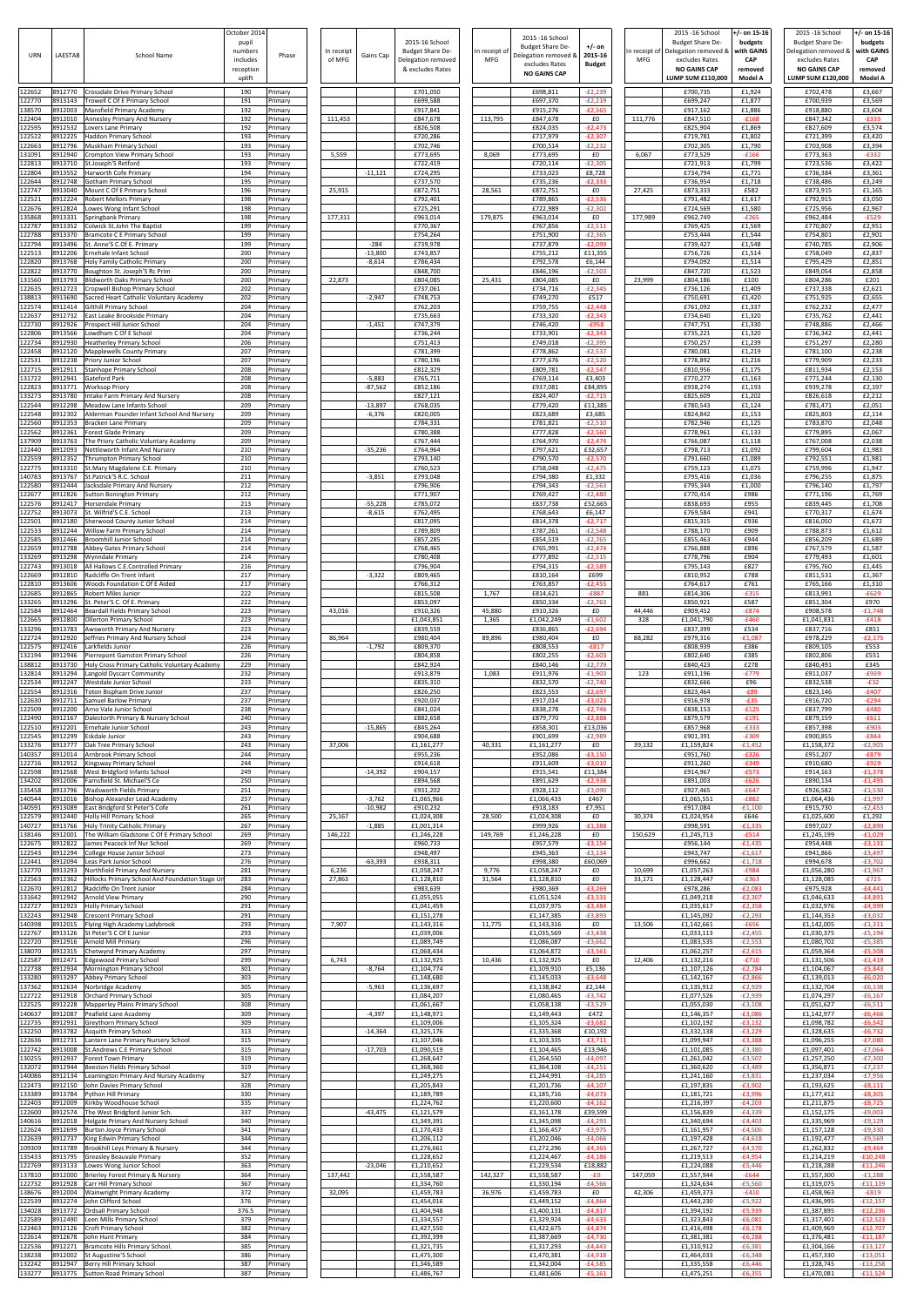| URN | LAESTAB | School Name | October 2014 pupil numbers includes reception uplift | Phase | In receipt of MFG | Gains Cap | 2015-16 School Budget Share De-Delegation removed & excludes Rates | In receipt of MFG | 2015 -16 School Budget Share De-Delegation removed & excludes Rates NO GAINS CAP | +/- on 2015-16 Budget | In receipt of MFG | 2015 -16 School Budget Share De-Delegation removed & excludes Rates NO GAINS CAP LUMP SUM £110,000 | +/- on 15-16 budgets with GAINS CAP removed Model A | 2015 -16 School Budget Share De-Delegation removed & excludes Rates NO GAINS CAP LUMP SUM £120,000 | +/- on 15-16 budgets with GAINS CAP removed Model A |
|---|---|---|---|---|---|---|---|---|---|---|---|---|---|---|---|
| 122652 | 8912770 | Crossdale Drive Primary School | 190 | Primary | | | £701,050 | | £698,811 | -£2,239 | | £700,735 | £1,924 | £702,478 | £3,667 |
| 122770 | 8913143 | Trowell C Of E Primary School | 191 | Primary | | | £699,588 | | £697,370 | -£2,219 | | £699,247 | £1,877 | £700,939 | £3,569 |
| 138570 | 8912003 | Mansfield Primary Academy | 192 | Primary | | | £917,841 | | £915,276 | -£2,565 | | £917,162 | £1,886 | £918,880 | £3,604 |
| 122404 | 8912010 | Annesley Primary And Nursery | 192 | Primary | 111,453 | | £847,678 | 113,795 | £847,678 | £0 | 111,776 | £847,510 | -£168 | £847,342 | -£335 |
| 122595 | 8912532 | Lovers Lane Primary | 192 | Primary | | | £826,508 | | £824,035 | -£2,473 | | £825,904 | £1,869 | £827,609 | £3,574 |
| 122522 | 8912225 | Haddon Primary School | 193 | Primary | | | £720,286 | | £717,979 | -£2,307 | | £719,781 | £1,802 | £721,399 | £3,420 |
| 122663 | 8912796 | Muskham Primary School | 193 | Primary | | | £702,746 | | £700,514 | -£2,232 | | £702,305 | £1,790 | £703,908 | £3,394 |
| 131091 | 8912940 | Crompton View Primary School | 193 | Primary | 5,559 | | £773,695 | 8,069 | £773,695 | £0 | 6,067 | £773,529 | -£166 | £773,363 | -£332 |
| 122813 | 8913710 | St.Joseph'S Retford | 193 | Primary | | | £722,419 | | £720,114 | -£2,305 | | £721,913 | £1,799 | £723,536 | £3,422 |
| 122804 | 8913552 | Harworth Cofe Primary | 194 | Primary | | -11,121 | £724,295 | | £733,023 | £8,728 | | £734,794 | £1,771 | £736,384 | £3,361 |
| 122644 | 8912748 | Gotham Primary School | 195 | Primary | | | £737,570 | | £735,236 | -£2,333 | | £736,954 | £1,718 | £738,486 | £3,249 |
| 122747 | 8913040 | Mount C Of E Primary School | 196 | Primary | 25,915 | | £872,751 | 28,561 | £872,751 | £0 | 27,425 | £873,333 | £582 | £873,915 | £1,165 |
| 122521 | 8912224 | Robert Mellors Primary | 198 | Primary | | | £792,401 | | £789,865 | -£2,536 | | £791,482 | £1,617 | £792,915 | £3,050 |
| 122676 | 8912824 | Lowes Wong Infant School | 198 | Primary | | | £725,291 | | £722,989 | -£2,302 | | £724,569 | £1,580 | £725,956 | £2,967 |
| 135868 | 8913331 | Springbank Primary | 198 | Primary | 177,311 | | £963,014 | 179,875 | £963,014 | £0 | 177,989 | £962,749 | -£265 | £962,484 | -£529 |
| 122787 | 8913352 | Colwick St.John The Baptist | 199 | Primary | | | £770,367 | | £767,856 | -£2,511 | | £769,425 | £1,569 | £770,807 | £2,951 |
| 122788 | 8913370 | Bramcote C E Primary School | 199 | Primary | | | £754,264 | | £751,900 | -£2,365 | | £753,444 | £1,544 | £754,801 | £2,901 |
| 122794 | 8913496 | St. Anne'S C.Of E. Primary | 199 | Primary | | -284 | £739,978 | | £737,879 | -£2,099 | | £739,427 | £1,548 | £740,785 | £2,906 |
| 122513 | 8912206 | Ernehale Infant School | 200 | Primary | | -13,800 | £743,857 | | £755,212 | £11,355 | | £756,726 | £1,514 | £758,049 | £2,837 |
| 122820 | 8913768 | Holy Family Catholic Primary | 200 | Primary | | -8,614 | £786,434 | | £792,578 | £6,144 | | £794,092 | £1,514 | £795,429 | £2,851 |
| 122822 | 8913770 | Boughton St. Joseph'S Rc Prim | 200 | Primary | | | £848,700 | | £846,196 | -£2,503 | | £847,720 | £1,523 | £849,054 | £2,858 |
| 131560 | 8913793 | Bildworth Oaks Primary School | 200 | Primary | 22,873 | | £804,085 | 25,431 | £804,085 | £0 | 23,999 | £804,185 | £100 | £804,286 | £201 |
| 122635 | 8912723 | Cropwell Bishop Primary School | 202 | Primary | | | £737,061 | | £734,716 | -£2,345 | | £736,126 | £1,409 | £737,338 | £2,621 |
| 138813 | 8913690 | Sacred Heart Catholic Voluntary Academy | 202 | Primary | | -2,947 | £748,753 | | £749,270 | £517 | | £750,691 | £1,420 | £751,925 | £2,655 |
| 122574 | 8912414 | Gilthill Primary School | 204 | Primary | | | £762,203 | | £759,755 | -£2,448 | | £761,092 | £1,337 | £762,232 | £2,477 |
| 122637 | 8912732 | East Leake Brookside Primary | 204 | Primary | | | £735,663 | | £733,320 | -£2,343 | | £734,640 | £1,320 | £735,763 | £2,441 |
| 122730 | 8912926 | Prospect Hill Junior School | 204 | Primary | | -1,451 | £747,379 | | £746,420 | -£958 | | £747,751 | £1,330 | £748,886 | £2,466 |
| 122806 | 8913566 | Lowdham C Of E School | 204 | Primary | | | £736,244 | | £733,901 | -£2,343 | | £735,221 | £1,320 | £736,342 | £2,441 |
| 122734 | 8912930 | Heatherley Primary School | 206 | Primary | | | £751,413 | | £749,018 | -£2,395 | | £750,257 | £1,239 | £751,297 | £2,280 |
| 122458 | 8912120 | Mapplewells County Primary | 207 | Primary | | | £781,399 | | £778,862 | -£2,537 | | £780,081 | £1,219 | £781,100 | £2,238 |
| 122531 | 8912238 | Priory Junior School | 207 | Primary | | | £780,196 | | £777,676 | -£2,520 | | £778,892 | £1,216 | £779,909 | £2,233 |
| 122715 | 8912911 | Stanhope Primary School | 208 | Primary | | | £812,329 | | £809,781 | -£2,547 | | £810,956 | £1,175 | £811,934 | £2,153 |
| 131722 | 8912941 | Gateford Park | 208 | Primary | | -5,883 | £765,711 | | £769,114 | £3,403 | | £770,277 | £1,163 | £771,244 | £2,130 |
| 122823 | 8913771 | Worksop Priory | 208 | Primary | | -87,562 | £852,186 | | £937,081 | £84,895 | | £938,274 | £1,193 | £939,278 | £2,197 |
| 133273 | 8913780 | Intake Farm Primary And Nursery | 208 | Primary | | | £827,121 | | £824,407 | -£2,715 | | £825,609 | £1,202 | £826,618 | £2,212 |
| 122544 | 8912298 | Meadow Lane Infants School | 209 | Primary | | -13,897 | £768,035 | | £779,420 | £11,385 | | £780,543 | £1,124 | £781,471 | £2,051 |
| 122548 | 8912302 | Alderman Pounder Infant School And Nursery | 209 | Primary | | -6,376 | £820,005 | | £823,689 | £3,685 | | £824,842 | £1,153 | £825,803 | £2,114 |
| 122560 | 8912353 | Bracken Lane Primary | 209 | Primary | | | £784,331 | | £781,821 | -£2,510 | | £782,946 | £1,125 | £783,870 | £2,048 |
| 122562 | 8912361 | Forest Glade Primary | 209 | Primary | | | £780,388 | | £777,828 | -£2,560 | | £778,961 | £1,133 | £779,895 | £2,067 |
| 137909 | 8913763 | The Priory Catholic Voluntary Academy | 209 | Primary | | | £767,444 | | £764,970 | -£2,474 | | £766,087 | £1,118 | £767,008 | £2,038 |
| 122440 | 8912093 | Nettleworth Infant And Nursery | 210 | Primary | | -35,236 | £764,964 | | £797,621 | £32,657 | | £798,713 | £1,092 | £799,604 | £1,983 |
| 122559 | 8912352 | Thrumpton Primary School | 210 | Primary | | | £793,140 | | £790,570 | -£2,570 | | £791,660 | £1,089 | £792,551 | £1,981 |
| 122775 | 8913310 | St.Mary Magdalene C.E. Primary | 210 | Primary | | | £760,523 | | £758,048 | -£2,475 | | £759,123 | £1,075 | £759,996 | £1,947 |
| 140783 | 8913767 | St.Patrick'S R.C. School | 211 | Primary | | -3,851 | £793,048 | | £794,380 | £1,332 | | £795,416 | £1,036 | £796,255 | £1,875 |
| 122580 | 8912444 | Jacksdale Primary And Nursery | 212 | Primary | | | £796,906 | | £794,343 | -£2,563 | | £795,344 | £1,000 | £796,140 | £1,797 |
| 122677 | 8912826 | Sutton Bonington Primary | 212 | Primary | | | £771,907 | | £769,427 | -£2,480 | | £770,414 | £986 | £771,196 | £1,769 |
| 122576 | 8912417 | Horsendale Primary | 213 | Primary | | -55,228 | £785,072 | | £837,738 | £52,665 | | £838,693 | £955 | £839,445 | £1,708 |
| 122752 | 8913073 | St. Wilfrid'S C.E. School | 213 | Primary | | -8,615 | £762,495 | | £768,643 | £6,147 | | £769,584 | £941 | £770,317 | £1,674 |
| 122501 | 8912180 | Sherwood County Junior School | 214 | Primary | | | £817,095 | | £814,378 | -£2,717 | | £815,315 | £936 | £816,050 | £1,672 |
| 122533 | 8912244 | Willow Farm Primary School | 214 | Primary | | | £789,809 | | £787,261 | -£2,548 | | £788,170 | £909 | £788,873 | £1,612 |
| 122585 | 8912466 | Broomhill Junior School | 214 | Primary | | | £857,285 | | £854,519 | -£2,765 | | £855,463 | £944 | £856,209 | £1,689 |
| 122659 | 8912788 | Abbey Gates Primary School | 214 | Primary | | | £768,465 | | £765,991 | -£2,474 | | £766,888 | £896 | £767,579 | £1,587 |
| 133269 | 8913298 | Wynndale Primary | 214 | Primary | | | £780,408 | | £777,892 | -£2,515 | | £778,796 | £904 | £779,493 | £1,601 |
| 122743 | 8913018 | All Hallows C.E.Controlled Primary | 216 | Primary | | | £796,904 | | £794,315 | -£2,589 | | £795,143 | £827 | £795,760 | £1,445 |
| 122669 | 8912810 | Radcliffe On Trent Infant | 217 | Primary | | -3,322 | £809,465 | | £810,164 | £699 | | £810,952 | £788 | £811,531 | £1,367 |
| 122810 | 8913606 | Woods Foundation C Of E Aided | 217 | Primary | | | £766,312 | | £763,857 | -£2,455 | | £764,617 | £761 | £765,166 | £1,310 |
| 122685 | 8912865 | Robert Miles Junior | 222 | Primary | | | £815,508 | 1,767 | £814,621 | -£887 | 881 | £814,306 | -£315 | £813,991 | -£629 |
| 133265 | 8913296 | St. Peter'S C. Of E. Primary | 222 | Primary | | | £853,097 | | £850,334 | -£2,763 | | £850,921 | £587 | £851,304 | £970 |
| 122584 | 8912464 | Beardall Fields Primary School | 223 | Primary | 43,016 | | £910,326 | 45,880 | £910,326 | £0 | 44,446 | £909,452 | -£874 | £908,578 | -£1,748 |
| 122665 | 8912800 | Ollerton Primary School | 223 | Primary | | | £1,043,851 | 1,365 | £1,042,249 | -£1,602 | 328 | £1,041,790 | -£460 | £1,041,831 | -£418 |
| 133296 | 8913783 | Awsworth Primary And Nursery | 223 | Primary | | | £839,559 | | £836,865 | -£2,694 | | £837,399 | £534 | £837,716 | £851 |
| 122724 | 8912920 | Jeffries Primary And Nursery School | 224 | Primary | 86,964 | | £980,404 | 89,896 | £980,404 | £0 | 88,282 | £979,316 | -£1,087 | £978,229 | -£2,175 |
| 122575 | 8912416 | Larkfields Junior | 226 | Primary | | -1,792 | £809,370 | | £808,553 | -£817 | | £808,939 | £386 | £809,105 | £553 |
| 122594 | 8912946 | Pierrepont Gamston Primary School | 226 | Primary | | | £804,858 | | £802,255 | -£2,603 | | £802,640 | £385 | £802,806 | £551 |
| 138812 | 8913730 | Holy Cross Primary Catholic Voluntary Academy | 229 | Primary | | | £842,924 | | £840,146 | -£2,779 | | £840,423 | £278 | £840,491 | £345 |
| 122814 | 8913294 | Langold Dyscarr Community | 232 | Primary | | | £913,879 | 1,083 | £911,976 | -£1,903 | 123 | £911,196 | -£779 | £911,037 | -£939 |
| 122534 | 8912247 | Westdale Junior School | 233 | Primary | | | £835,310 | | £832,570 | -£2,740 | | £832,666 | £96 | £832,538 | -£32 |
| 122562 | 8912316 | Toton Bispham Drive Junior | 237 | Primary | | | £826,250 | | £823,553 | -£2,697 | | £823,464 | -£89 | £823,146 | -£407 |
| 122630 | 8912711 | Samuel Barlow Primary | 237 | Primary | | | £920,037 | | £917,014 | -£3,023 | | £916,978 | -£35 | £916,720 | -£294 |
| 122509 | 8912200 | Arno Vale Junior School | 238 | Primary | | | £841,024 | | £838,278 | -£2,746 | | £838,153 | -£125 | £837,799 | -£480 |
| 122490 | 8912167 | Dalestorth Primary & Nursery School | 240 | Primary | | | £882,658 | | £879,770 | -£2,888 | | £879,579 | -£191 | £879,159 | -£611 |
| 122510 | 8912201 | Ernehale Junior School | 243 | Primary | | -15,865 | £845,264 | | £858,301 | £13,036 | | £857,968 | -£333 | £857,398 | -£903 |
| 122545 | 8912299 | Eskdale Junior | 243 | Primary | | | £904,688 | | £901,699 | -£2,989 | | £901,391 | -£309 | £900,855 | -£844 |
| 133276 | 8913777 | Oak Tree Primary School | 243 | Primary | 37,006 | | £1,161,277 | 40,331 | £1,161,277 | £0 | 39,132 | £1,159,824 | -£1,452 | £1,158,372 | -£2,905 |
| 140357 | 8912014 | Arnbrook Primary School | 244 | Primary | | | £955,236 | | £952,086 | -£3,150 | | £951,760 | -£326 | £951,207 | -£879 |
| 122716 | 8912912 | Kingsway Primary School | 244 | Primary | | | £914,618 | | £911,609 | -£3,010 | | £911,260 | -£349 | £910,680 | -£929 |
| 122598 | 8912568 | West Bridgford Infants School | 249 | Primary | | -14,392 | £904,157 | | £915,541 | £11,384 | | £914,967 | -£573 | £914,163 | -£1,378 |
| 134202 | 8912006 | Farnsfield St. Michael'S Ce | 250 | Primary | | | £894,568 | | £891,629 | -£2,938 | | £891,003 | -£626 | £890,134 | -£1,495 |
| 135458 | 8913796 | Wadsworth Fields Primary | 251 | Primary | | | £931,202 | | £928,112 | -£3,090 | | £927,465 | -£646 | £926,582 | -£1,530 |
| 140544 | 8912016 | Bishop Alexander Lead Academy | 257 | Primary | | -3,762 | £1,065,966 | | £1,066,433 | £467 | | £1,065,551 | -£882 | £1,064,436 | -£1,997 |
| 140591 | 8913089 | East Bridgford St Peter'S Cofe | 261 | Primary | | -10,982 | £910,232 | | £918,183 | £7,951 | | £917,084 | -£1,100 | £915,730 | -£2,453 |
| 122579 | 8912440 | Holly Hill Primary School | 265 | Primary | 25,167 | | £1,024,308 | 28,500 | £1,024,308 | £0 | 30,374 | £1,024,954 | £646 | £1,025,600 | £1,292 |
| 140727 | 8913766 | Holy Trinity Catholic Primary | 267 | Primary | | -1,885 | £1,001,314 | | £999,926 | -£1,388 | | £998,591 | -£1,335 | £997,027 | -£2,899 |
| 138146 | 8912001 | The William Gladstone C Of E Primary School | 269 | Primary | 146,222 | | £1,246,228 | 149,769 | £1,246,228 | £0 | 150,629 | £1,245,713 | -£514 | £1,245,199 | -£1,029 |
| 122675 | 8912822 | James Peacock Inf Nur School | 269 | Primary | | | £960,733 | | £957,579 | -£3,154 | | £956,144 | -£1,435 | £954,448 | -£3,131 |
| 122543 | 8912294 | College House Junior School | 273 | Primary | | | £948,497 | | £945,363 | -£3,134 | | £943,747 | -£1,617 | £941,866 | -£3,497 |
| 122441 | 8912094 | Leas Park Junior School | 276 | Primary | | -63,393 | £938,311 | | £998,380 | £60,069 | | £996,662 | -£1,718 | £994,678 | -£3,702 |
| 122770 | 8913293 | Northfield Primary And Nursery | 281 | Primary | 6,236 | | £1,058,247 | 9,776 | £1,058,247 | £0 | 10,699 | £1,057,263 | -£984 | £1,056,280 | -£1,967 |
| 122563 | 8912362 | Hillocks Primary School And Foundation Stage Un | 283 | Primary | 27,863 | | £1,128,810 | 31,564 | £1,128,810 | £0 | 33,171 | £1,128,447 | -£363 | £1,128,085 | -£725 |
| 122670 | 8912812 | Radcliffe On Trent Junior | 284 | Primary | | | £983,639 | | £980,369 | -£3,269 | | £978,286 | -£2,083 | £975,928 | -£4,441 |
| 131642 | 8912942 | Arnold View Primary | 290 | Primary | | | £1,055,055 | | £1,051,524 | -£3,531 | | £1,049,218 | -£2,307 | £1,046,633 | -£4,891 |
| 122727 | 8912923 | Holly Primary School | 291 | Primary | | | £1,041,459 | | £1,037,975 | -£3,484 | | £1,035,617 | -£2,358 | £1,032,976 | -£4,999 |
| 122243 | 8912948 | Crescent Primary School | 291 | Primary | | | £1,151,278 | | £1,147,385 | -£3,893 | | £1,145,092 | -£2,293 | £1,144,353 | -£3,032 |
| 140398 | 8912015 | Flying High Academy Ladybrook | 293 | Primary | 7,907 | | £1,143,316 | 11,775 | £1,143,316 | £0 | 13,506 | £1,142,661 | -£656 | £1,142,005 | -£1,311 |
| 122767 | 8913126 | St Peter'S C Of E Junior | 293 | Primary | | | £1,039,006 | | £1,035,569 | -£3,438 | | £1,033,113 | -£2,455 | £1,030,375 | -£5,194 |
| 122720 | 8912916 | Arnold Mill Primary | 296 | Primary | | | £1,089,749 | | £1,086,087 | -£3,662 | | £1,083,535 | -£2,553 | £1,080,702 | -£5,385 |
| 138070 | 8912315 | Chetwynd Primary Academy | 297 | Primary | | | £1,068,434 | | £1,064,872 | -£3,561 | | £1,062,257 | -£2,615 | £1,059,364 | -£5,508 |
| 122587 | 8912471 | Edgewood Primary School | 299 | Primary | 6,743 | | £1,132,925 | 10,436 | £1,132,925 | £0 | 12,406 | £1,132,216 | -£710 | £1,131,506 | -£1,419 |
| 122738 | 8912934 | Mornington Primary School | 301 | Primary | | -8,764 | £1,104,774 | | £1,109,910 | £5,136 | | £1,107,126 | -£2,784 | £1,104,067 | -£5,843 |
| 133280 | 8913297 | Abbey Primary School | 303 | Primary | | | £1,148,680 | | £1,145,033 | -£3,648 | | £1,142,167 | -£2,866 | £1,139,013 | -£6,020 |
| 137362 | 8912634 | Norbridge Academy | 305 | Primary | | -5,963 | £1,136,697 | | £1,138,842 | £2,144 | | £1,135,912 | -£2,929 | £1,132,704 | -£6,138 |
| 122722 | 8912918 | Orchard Primary School | 305 | Primary | | | £1,084,207 | | £1,080,465 | -£3,742 | | £1,077,526 | -£2,939 | £1,074,297 | -£6,167 |
| 122525 | 8912228 | Mapperley Plains Primary School | 308 | Primary | | | £1,061,667 | | £1,058,138 | -£3,529 | | £1,055,030 | -£3,108 | £1,051,627 | -£6,511 |
| 140637 | 8912087 | Peafield Lane Academy | 309 | Primary | | -4,397 | £1,148,971 | | £1,149,443 | £472 | | £1,146,357 | -£3,086 | £1,142,977 | -£6,466 |
| 122735 | 8912931 | Greythorn Primary School | 309 | Primary | | | £1,109,006 | | £1,105,324 | -£3,682 | | £1,102,192 | -£3,132 | £1,098,782 | -£6,542 |
| 132250 | 8913782 | Asquith Primary School | 313 | Primary | | -14,364 | £1,325,176 | | £1,335,368 | £10,192 | | £1,332,138 | -£3,229 | £1,328,635 | -£6,732 |
| 122636 | 8912731 | Lantern Lane Primary Nursery School | 315 | Primary | | | £1,107,046 | | £1,103,335 | -£3,711 | | £1,099,947 | -£3,388 | £1,096,255 | -£7,080 |
| 122742 | 8913008 | St.Andrews C.E Primary School | 315 | Primary | | -17,703 | £1,090,519 | | £1,104,465 | £13,946 | | £1,101,085 | -£3,380 | £1,097,401 | -£7,064 |
| 130255 | 8912937 | Forest Town Primary | 319 | Primary | | | £1,268,647 | | £1,264,550 | -£4,097 | | £1,261,042 | -£3,507 | £1,257,250 | -£7,300 |
| 132072 | 8912944 | Beeston Fields Primary School | 319 | Primary | | | £1,368,360 | | £1,364,108 | -£4,251 | | £1,360,620 | -£3,489 | £1,356,871 | -£7,237 |
| 140086 | 8912134 | Leamington Primary And Nursey Academy | 327 | Primary | | | £1,249,275 | | £1,244,991 | -£4,285 | | £1,241,160 | -£3,831 | £1,237,034 | -£7,956 |
| 122473 | 8912150 | John Davies Primary School | 328 | Primary | | | £1,205,843 | | £1,201,736 | -£4,107 | | £1,197,835 | -£3,902 | £1,193,625 | -£8,111 |
| 133389 | 8913784 | Python Hill Primary | 330 | Primary | | | £1,189,789 | | £1,185,716 | -£4,073 | | £1,181,721 | -£3,996 | £1,177,412 | -£8,305 |
| 122403 | 8912009 | Kirkby Woodhouse School | 335 | Primary | | | £1,224,762 | | £1,220,600 | -£4,162 | | £1,216,397 | -£4,203 | £1,211,875 | -£8,725 |
| 122600 | 8912574 | The West Bridgford Junior Sch. | 337 | Primary | | -43,475 | £1,121,579 | | £1,161,178 | £39,599 | | £1,156,839 | -£4,339 | £1,152,175 | -£9,003 |
| 140616 | 8912018 | Holgate Primary And Nursery School | 340 | Primary | | | £1,349,391 | | £1,345,098 | -£4,293 | | £1,340,694 | -£4,403 | £1,335,969 | -£9,129 |
| 122624 | 8912699 | Burton Joyce Primary School | 341 | Primary | | | £1,170,433 | | £1,166,457 | -£3,975 | | £1,161,957 | -£4,500 | £1,157,128 | -£9,330 |
| 122639 | 8912737 | King Edwin Primary School | 344 | Primary | | | £1,206,112 | | £1,202,046 | -£4,066 | | £1,197,428 | -£4,618 | £1,192,477 | -£9,569 |
| 109309 | 8913789 | Brookhill Leys Primary & Nursery | 344 | Primary | | | £1,276,661 | | £1,272,296 | -£4,365 | | £1,267,727 | -£4,570 | £1,262,832 | -£9,464 |
| 135433 | 8913795 | Greasley Beauvale Primary | 352 | Primary | | | £1,228,652 | | £1,224,467 | -£4,186 | | £1,219,513 | -£4,954 | £1,214,219 | -£10,248 |
| 122769 | 8913133 | Lowes Wong Junior School | 363 | Primary | | -23,046 | £1,210,652 | | £1,229,534 | £18,882 | | £1,224,088 | -£5,446 | £1,218,288 | -£11,246 |
| 137810 | 8912000 | Brierley Forest Primary & Nursery | 364 | Primary | 137,442 | | £1,558,587 | 142,327 | £1,558,587 | -£0 | 147,059 | £1,557,944 | -£644 | £1,557,300 | -£1,288 |
| 122732 | 8912928 | Carr Hill Primary School | 367 | Primary | | | £1,334,760 | | £1,330,194 | -£4,566 | | £1,324,634 | -£5,560 | £1,319,075 | -£11,119 |
| 138676 | 8912004 | Wainwright Primary Academy | 372 | Primary | 32,095 | | £1,459,783 | 36,976 | £1,459,783 | £0 | 42,306 | £1,459,373 | -£410 | £1,458,963 | -£819 |
| 122539 | 8912274 | John Clifford School | 376 | Primary | | | £1,454,016 | | £1,449,152 | -£4,864 | | £1,443,230 | -£5,922 | £1,436,995 | -£12,157 |
| 134028 | 8913772 | Ordsall Primary School | 376.5 | Primary | | | £1,404,948 | | £1,400,131 | -£4,817 | | £1,394,192 | -£5,939 | £1,387,895 | -£12,236 |
| 122589 | 8912490 | Leen Mills Primary School | 379 | Primary | | | £1,334,557 | | £1,329,924 | -£4,633 | | £1,323,843 | -£6,081 | £1,317,401 | -£12,523 |
| 122463 | 8912126 | Croft Primary School | 382 | Primary | | | £1,427,550 | | £1,422,675 | -£4,874 | | £1,416,498 | -£6,178 | £1,409,969 | -£12,707 |
| 122614 | 8912678 | John Hunt Primary | 384 | Primary | | | £1,392,399 | | £1,387,669 | -£4,730 | | £1,381,381 | -£6,288 | £1,376,481 | -£11,187 |
| 122536 | 8912271 | Bramcote Hills Primary School. | 385 | Primary | | | £1,321,735 | | £1,317,293 | -£4,443 | | £1,310,912 | -£6,381 | £1,304,166 | -£13,127 |
| 138238 | 8912002 | St Augustine'S School | 386 | Primary | | | £1,475,300 | | £1,470,381 | -£4,918 | | £1,464,033 | -£6,348 | £1,457,330 | -£13,051 |
| 122242 | 8912947 | Berry Hill Primary School | 387 | Primary | | | £1,346,589 | | £1,342,004 | -£4,585 | | £1,335,558 | -£6,446 | £1,328,745 | -£13,258 |
| 133277 | 8913775 | Sutton Road Primary School | 387 | Primary | | | £1,486,767 | | £1,481,606 | -£5,161 | | £1,475,251 | -£6,355 | £1,470,081 | -£11,524 |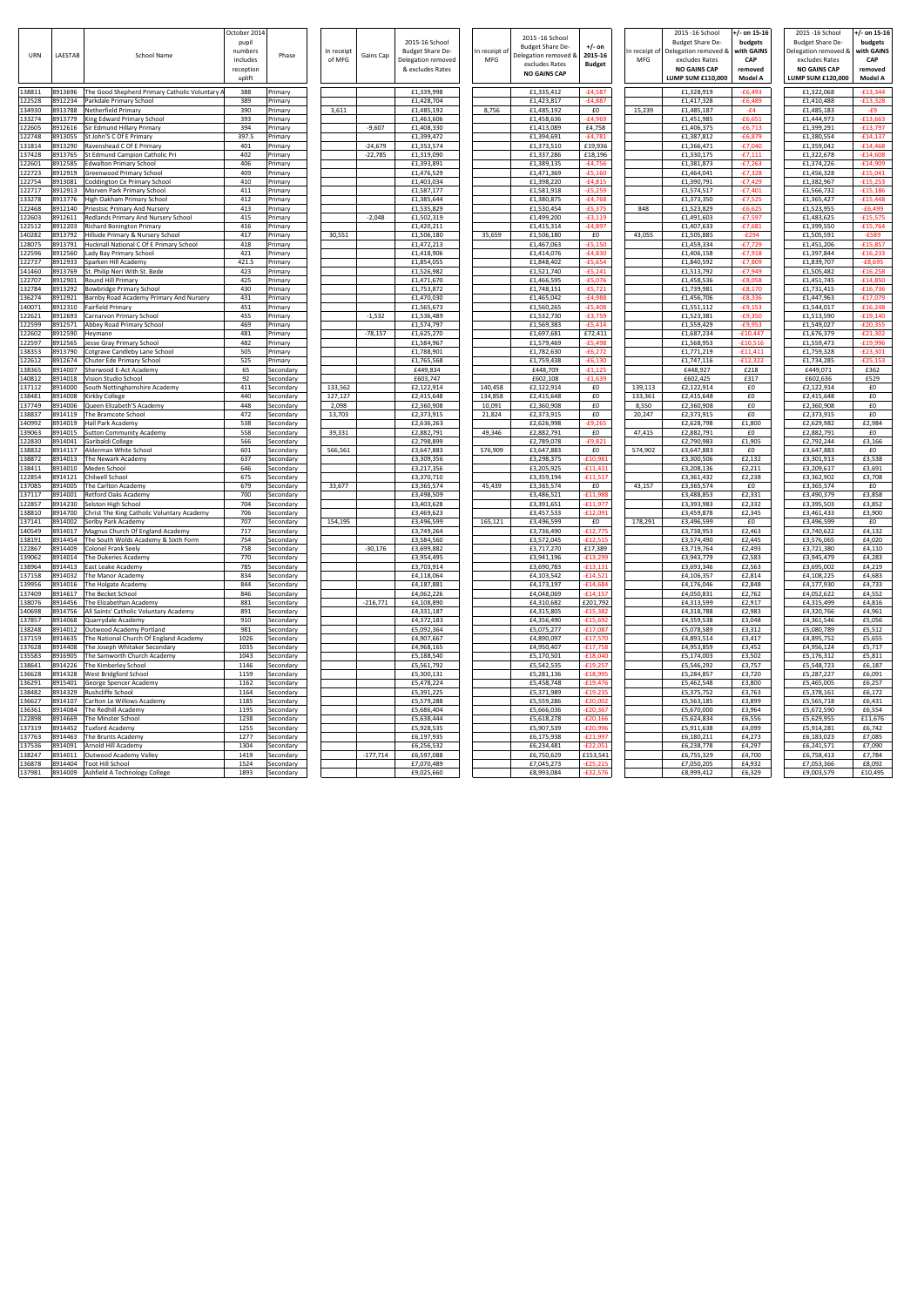| URN | LAESTAB | School Name | October 2014 pupil numbers includes reception uplift | Phase | In receipt of MFG | Gains Cap | 2015-16 School Budget Share De-Delegation removed & excludes Rates | In receipt of MFG | 2015 -16 School Budget Share De-Delegation removed & excludes Rates NO GAINS CAP | +/- on 2015-16 Budget | In receipt of MFG | 2015 -16 School Budget Share De-Delegation removed & excludes Rates NO GAINS CAP LUMP SUM £110,000 | +/- on 15-16 budgets with GAINS CAP removed Model A | 2015 -16 School Budget Share De-Delegation removed & excludes Rates NO GAINS CAP LUMP SUM £120,000 | +/- on 15-16 budgets with GAINS CAP removed Model A |
|---|---|---|---|---|---|---|---|---|---|---|---|---|---|---|---|
| 138811 | 8913696 | The Good Shepherd Primary Catholic Voluntary A | 388 | Primary | | | £1,339,998 | | £1,335,412 | -£4,587 | | £1,328,919 | -£6,493 | £1,322,068 | -£13,344 |
| 122528 | 8912234 | Parkdale Primary School | 389 | Primary | | | £1,428,704 | | £1,423,817 | -£4,887 | | £1,417,328 | -£6,489 | £1,410,488 | -£13,328 |
| 134930 | 8913788 | Netherfield Primary | 390 | Primary | 3,611 | | £1,485,192 | 8,756 | £1,485,192 | £0 | 15,239 | £1,485,187 | -£4 | £1,485,183 | -£9 |
| 133274 | 8913779 | King Edward Primary School | 393 | Primary | | | £1,463,606 | | £1,458,636 | -£4,969 | | £1,451,985 | -£6,651 | £1,444,973 | -£13,663 |
| 122605 | 8912616 | Sir Edmund Hillary Primary | 394 | Primary | | -9,607 | £1,408,330 | | £1,413,089 | £4,758 | | £1,406,375 | -£6,713 | £1,399,291 | -£13,797 |
| 122748 | 8913055 | St John'S C Of E Primary | 397.5 | Primary | | | £1,399,472 | | £1,394,691 | -£4,781 | | £1,387,812 | -£6,879 | £1,380,554 | -£14,137 |
| 131814 | 8913290 | Ravenshead C Of E Primary | 401 | Primary | | -24,679 | £1,353,574 | | £1,373,510 | £19,936 | | £1,366,471 | -£7,040 | £1,359,042 | -£14,468 |
| 137428 | 8913765 | St Edmund Campion Catholic Pri | 402 | Primary | | -22,785 | £1,319,090 | | £1,337,286 | £18,196 | | £1,330,175 | -£7,111 | £1,322,678 | -£14,608 |
| 122601 | 8912585 | Edwalton Primary School | 406 | Primary | | | £1,393,891 | | £1,389,135 | -£4,756 | | £1,381,873 | -£7,263 | £1,374,226 | -£14,909 |
| 122723 | 8912919 | Greenwood Primary School | 409 | Primary | | | £1,476,529 | | £1,471,369 | -£5,160 | | £1,464,041 | -£7,328 | £1,456,328 | -£15,041 |
| 122754 | 8913081 | Coddington Ce Primary School | 410 | Primary | | | £1,403,034 | | £1,398,220 | -£4,815 | | £1,390,791 | -£7,429 | £1,382,967 | -£15,253 |
| 122717 | 8912913 | Morven Park Primary School | 411 | Primary | | | £1,587,177 | | £1,581,918 | -£5,259 | | £1,574,517 | -£7,401 | £1,566,732 | -£15,186 |
| 133278 | 8913776 | High Oakham Primary School | 412 | Primary | | | £1,385,644 | | £1,380,875 | -£4,768 | | £1,373,350 | -£7,525 | £1,365,427 | -£15,448 |
| 122468 | 8912140 | Priestsic Primary And Nursery | 413 | Primary | | | £1,535,829 | | £1,530,454 | -£5,375 | 848 | £1,523,829 | -£6,625 | £1,523,955 | -£6,499 |
| 122603 | 8912611 | Redlands Primary And Nursery School | 415 | Primary | | -2,048 | £1,502,319 | | £1,499,200 | -£3,119 | | £1,491,603 | -£7,597 | £1,483,625 | -£15,575 |
| 122512 | 8912203 | Richard Bonington Primary | 416 | Primary | | | £1,420,211 | | £1,415,314 | -£4,897 | | £1,407,633 | -£7,681 | £1,399,550 | -£15,764 |
| 140282 | 8913792 | Hillside Primary & Nursery School | 417 | Primary | 30,551 | | £1,506,180 | 35,659 | £1,506,180 | £0 | 43,055 | £1,505,885 | -£294 | £1,505,591 | -£589 |
| 128075 | 8913791 | Hucknall National C Of E Primary School | 418 | Primary | | | £1,472,213 | | £1,467,063 | -£5,150 | | £1,459,334 | -£7,729 | £1,451,206 | -£15,857 |
| 122596 | 8912560 | Lady Bay Primary School | 421 | Primary | | | £1,418,906 | | £1,414,076 | -£4,830 | | £1,406,158 | -£7,918 | £1,397,844 | -£16,233 |
| 122737 | 8912933 | Sparken Hill Academy | 421.5 | Primary | | | £1,854,055 | | £1,848,402 | -£5,654 | | £1,840,592 | -£7,809 | £1,839,707 | -£8,695 |
| 141460 | 8913769 | St. Philip Neri With St. Bede | 423 | Primary | | | £1,526,982 | | £1,521,740 | -£5,241 | | £1,513,792 | -£7,949 | £1,505,482 | -£16,258 |
| 122707 | 8912901 | Round Hill Primary | 425 | Primary | | | £1,471,670 | | £1,466,595 | -£5,076 | | £1,458,536 | -£8,058 | £1,451,745 | -£14,850 |
| 132784 | 8913292 | Bowbridge Primary School | 430 | Primary | | | £1,753,872 | | £1,748,151 | -£5,721 | | £1,739,981 | -£8,170 | £1,731,415 | -£16,736 |
| 136274 | 8912921 | Barnby Road Academy Primary And Nursery | 431 | Primary | | | £1,470,030 | | £1,465,042 | -£4,988 | | £1,456,706 | -£8,336 | £1,447,963 | -£17,079 |
| 140071 | 8912310 | Fairfield Primary | 451 | Primary | | | £1,565,673 | | £1,560,265 | -£5,408 | | £1,551,112 | -£9,153 | £1,544,017 | -£16,248 |
| 122621 | 8912693 | Carnarvon Primary School | 455 | Primary | | -1,532 | £1,536,489 | | £1,532,730 | -£3,759 | | £1,523,381 | -£9,350 | £1,513,590 | -£19,140 |
| 122599 | 8912571 | Abbey Road Primary School | 469 | Primary | | | £1,574,797 | | £1,569,383 | -£5,414 | | £1,559,429 | -£9,953 | £1,549,027 | -£20,355 |
| 122602 | 8912590 | Heymann | 481 | Primary | | -78,157 | £1,625,270 | | £1,697,681 | £72,411 | | £1,687,234 | -£10,447 | £1,676,379 | -£21,302 |
| 122597 | 8912565 | Jesse Gray Primary School | 482 | Primary | | | £1,584,967 | | £1,579,469 | -£5,498 | | £1,568,953 | -£10,516 | £1,559,473 | -£19,996 |
| 138353 | 8913790 | Cotgrave Candleby Lane School | 505 | Primary | | | £1,788,901 | | £1,782,630 | -£6,272 | | £1,771,219 | -£11,411 | £1,759,328 | -£23,301 |
| 122612 | 8912674 | Chuter Ede Primary School | 525 | Primary | | | £1,765,568 | | £1,759,438 | -£6,130 | | £1,747,116 | -£12,322 | £1,734,285 | -£25,153 |
| 138365 | 8914007 | Sherwood E-Act Academy | 65 | Secondary | | | £449,834 | | £448,709 | -£1,125 | | £448,927 | £218 | £449,071 | £362 |
| 140812 | 8914018 | Vision Studio School | 92 | Secondary | | | £603,747 | | £602,108 | -£1,639 | | £602,425 | £317 | £602,636 | £529 |
| 137112 | 8914000 | South Nottinghamshire Academy | 411 | Secondary | 133,562 | | £2,122,914 | 140,458 | £2,122,914 | £0 | 139,113 | £2,122,914 | £0 | £2,122,914 | £0 |
| 138481 | 8914008 | Kirkby College | 440 | Secondary | 127,127 | | £2,415,648 | 134,858 | £2,415,648 | £0 | 133,361 | £2,415,648 | £0 | £2,415,648 | £0 |
| 137749 | 8914006 | Queen Elizabeth'S Academy | 448 | Secondary | 2,098 | | £2,360,908 | 10,091 | £2,360,908 | £0 | 8,550 | £2,360,908 | £0 | £2,360,908 | £0 |
| 138837 | 8914119 | The Bramcote School | 472 | Secondary | 13,703 | | £2,373,915 | 21,824 | £2,373,915 | £0 | 20,247 | £2,373,915 | £0 | £2,373,915 | £0 |
| 140992 | 8914019 | Hall Park Academy | 538 | Secondary | | | £2,636,263 | | £2,626,998 | -£9,265 | | £2,628,798 | £1,800 | £2,629,982 | £2,984 |
| 139063 | 8914015 | Sutton Community Academy | 558 | Secondary | 39,331 | | £2,882,791 | 49,346 | £2,882,791 | £0 | 47,415 | £2,882,791 | £0 | £2,882,791 | £0 |
| 122830 | 8914041 | Garibaldi College | 566 | Secondary | | | £2,798,899 | | £2,789,078 | -£9,821 | | £2,790,983 | £1,905 | £2,792,244 | £3,166 |
| 138832 | 8914117 | Alderman White School | 601 | Secondary | 566,561 | | £3,647,883 | 576,909 | £3,647,883 | £0 | 574,902 | £3,647,883 | £0 | £3,647,883 | £0 |
| 138872 | 8914013 | The Newark Academy | 637 | Secondary | | | £3,309,356 | | £3,298,375 | -£10,981 | | £3,300,506 | £2,132 | £3,301,913 | £3,538 |
| 138411 | 8914010 | Meden School | 646 | Secondary | | | £3,217,356 | | £3,205,925 | -£11,431 | | £3,208,136 | £2,211 | £3,209,617 | £3,691 |
| 122854 | 8914121 | Chilwell School | 675 | Secondary | | | £3,370,710 | | £3,359,194 | -£11,517 | | £3,361,432 | £2,238 | £3,362,902 | £3,708 |
| 137085 | 8914005 | The Carlton Academy | 679 | Secondary | 33,677 | | £3,365,574 | 45,439 | £3,365,574 | £0 | 43,157 | £3,365,574 | £0 | £3,365,574 | £0 |
| 137117 | 8914001 | Retford Oaks Academy | 700 | Secondary | | | £3,498,509 | | £3,486,521 | -£11,988 | | £3,488,853 | £2,331 | £3,490,379 | £3,858 |
| 122857 | 8914230 | Selston High School | 704 | Secondary | | | £3,403,628 | | £3,391,651 | -£11,977 | | £3,393,983 | £2,332 | £3,395,503 | £3,852 |
| 138810 | 8914700 | Christ The King Catholic Voluntary Academy | 706 | Secondary | | | £3,469,623 | | £3,457,533 | -£12,091 | | £3,459,878 | £2,345 | £3,461,433 | £3,900 |
| 137141 | 8914002 | Serlby Park Academy | 707 | Secondary | 154,195 | | £3,496,599 | 165,121 | £3,496,599 | £0 | 178,291 | £3,496,599 | £0 | £3,496,599 | £0 |
| 140549 | 8914017 | Magnus Church Of England Academy | 717 | Secondary | | | £3,749,264 | | £3,736,490 | -£12,775 | | £3,738,953 | £2,463 | £3,740,622 | £4,132 |
| 138191 | 8914454 | The South Wolds Academy & Sixth Form | 754 | Secondary | | | £3,584,560 | | £3,572,045 | -£12,515 | | £3,574,490 | £2,445 | £3,576,065 | £4,020 |
| 122867 | 8914409 | Colonel Frank Seely | 758 | Secondary | | -30,176 | £3,699,882 | | £3,717,270 | £17,389 | | £3,719,764 | £2,493 | £3,721,380 | £4,110 |
| 139062 | 8914014 | The Dukeries Academy | 770 | Secondary | | | £3,954,495 | | £3,941,196 | -£13,299 | | £3,943,779 | £2,583 | £3,945,479 | £4,283 |
| 138964 | 8914413 | East Leake Academy | 785 | Secondary | | | £3,703,914 | | £3,690,783 | -£13,131 | | £3,693,346 | £2,563 | £3,695,002 | £4,219 |
| 137158 | 8914032 | The Manor Academy | 834 | Secondary | | | £4,118,064 | | £4,103,542 | -£14,521 | | £4,106,357 | £2,814 | £4,108,225 | £4,683 |
| 139956 | 8914016 | The Holgate Academy | 844 | Secondary | | | £4,187,881 | | £4,173,197 | -£14,684 | | £4,176,046 | £2,848 | £4,177,930 | £4,733 |
| 137409 | 8914617 | The Becket School | 846 | Secondary | | | £4,062,226 | | £4,048,069 | -£14,157 | | £4,050,831 | £2,762 | £4,052,622 | £4,552 |
| 138076 | 8914456 | The Elizabethan Academy | 881 | Secondary | | -216,771 | £4,108,890 | | £4,310,682 | £201,792 | | £4,313,599 | £2,917 | £4,315,499 | £4,816 |
| 140698 | 8914756 | All Saints' Catholic Voluntary Academy | 891 | Secondary | | | £4,331,187 | | £4,315,805 | -£15,382 | | £4,318,788 | £2,983 | £4,320,766 | £4,961 |
| 137857 | 8914068 | Quarrydale Academy | 910 | Secondary | | | £4,372,183 | | £4,356,490 | -£15,692 | | £4,359,538 | £3,048 | £4,361,546 | £5,056 |
| 138248 | 8914012 | Outwood Academy Portland | 981 | Secondary | | | £5,092,364 | | £5,075,277 | -£17,087 | | £5,078,589 | £3,312 | £5,080,789 | £5,512 |
| 137159 | 8914635 | The National Church Of England Academy | 1026 | Secondary | | | £4,907,667 | | £4,890,097 | -£17,570 | | £4,893,514 | £3,417 | £4,895,752 | £5,655 |
| 137628 | 8914408 | The Joseph Whitaker Secondary | 1035 | Secondary | | | £4,968,165 | | £4,950,407 | -£17,758 | | £4,953,859 | £3,452 | £4,956,124 | £5,717 |
| 135583 | 8916905 | The Samworth Church Academy | 1043 | Secondary | | | £5,188,540 | | £5,170,501 | -£18,040 | | £5,174,003 | £3,502 | £5,176,312 | £5,811 |
| 138641 | 8914226 | The Kimberley School | 1146 | Secondary | | | £5,561,792 | | £5,542,535 | -£19,257 | | £5,546,292 | £3,757 | £5,548,723 | £6,187 |
| 136628 | 8914328 | West Bridgford School | 1159 | Secondary | | | £5,300,131 | | £5,281,136 | -£18,995 | | £5,284,857 | £3,720 | £5,287,227 | £6,091 |
| 136291 | 8915401 | George Spencer Academy | 1162 | Secondary | | | £5,478,224 | | £5,458,748 | -£19,476 | | £5,462,548 | £3,800 | £5,465,005 | £6,257 |
| 138482 | 8914329 | Rushcliffe School | 1164 | Secondary | | | £5,391,225 | | £5,371,989 | -£19,235 | | £5,375,752 | £3,763 | £5,378,161 | £6,172 |
| 136627 | 8914107 | Carlton Le Willows Academy | 1185 | Secondary | | | £5,579,288 | | £5,559,286 | -£20,002 | | £5,563,185 | £3,899 | £5,565,718 | £6,431 |
| 136361 | 8914084 | The Redhill Academy | 1195 | Secondary | | | £5,686,404 | | £5,666,036 | -£20,367 | | £5,670,000 | £3,964 | £5,672,590 | £6,554 |
| 122898 | 8914669 | The Minster School | 1238 | Secondary | | | £5,638,444 | | £5,618,278 | -£20,166 | | £5,624,834 | £6,556 | £5,629,955 | £11,676 |
| 137319 | 8914452 | Tuxford Academy | 1255 | Secondary | | | £5,928,535 | | £5,907,539 | -£20,996 | | £5,911,638 | £4,099 | £5,914,281 | £6,742 |
| 137763 | 8914463 | The Brunts Academy | 1277 | Secondary | | | £6,197,935 | | £6,175,938 | -£21,997 | | £6,180,211 | £4,273 | £6,183,023 | £7,085 |
| 137536 | 8914091 | Arnold Hill Academy | 1304 | Secondary | | | £6,256,532 | | £6,234,481 | -£22,051 | | £6,238,778 | £4,297 | £6,241,571 | £7,090 |
| 138247 | 8914011 | Outwood Academy Valley | 1419 | Secondary | | -177,714 | £6,597,088 | | £6,750,629 | £153,541 | | £6,755,329 | £4,700 | £6,758,413 | £7,784 |
| 136878 | 8914404 | Toot Hill School | 1524 | Secondary | | | £7,070,489 | | £7,045,273 | -£25,215 | | £7,050,205 | £4,932 | £7,053,366 | £8,092 |
| 137981 | 8914009 | Ashfield A Technology College | 1893 | Secondary | | | £9,025,660 | | £8,993,084 | -£32,576 | | £8,999,412 | £6,329 | £9,003,579 | £10,495 |